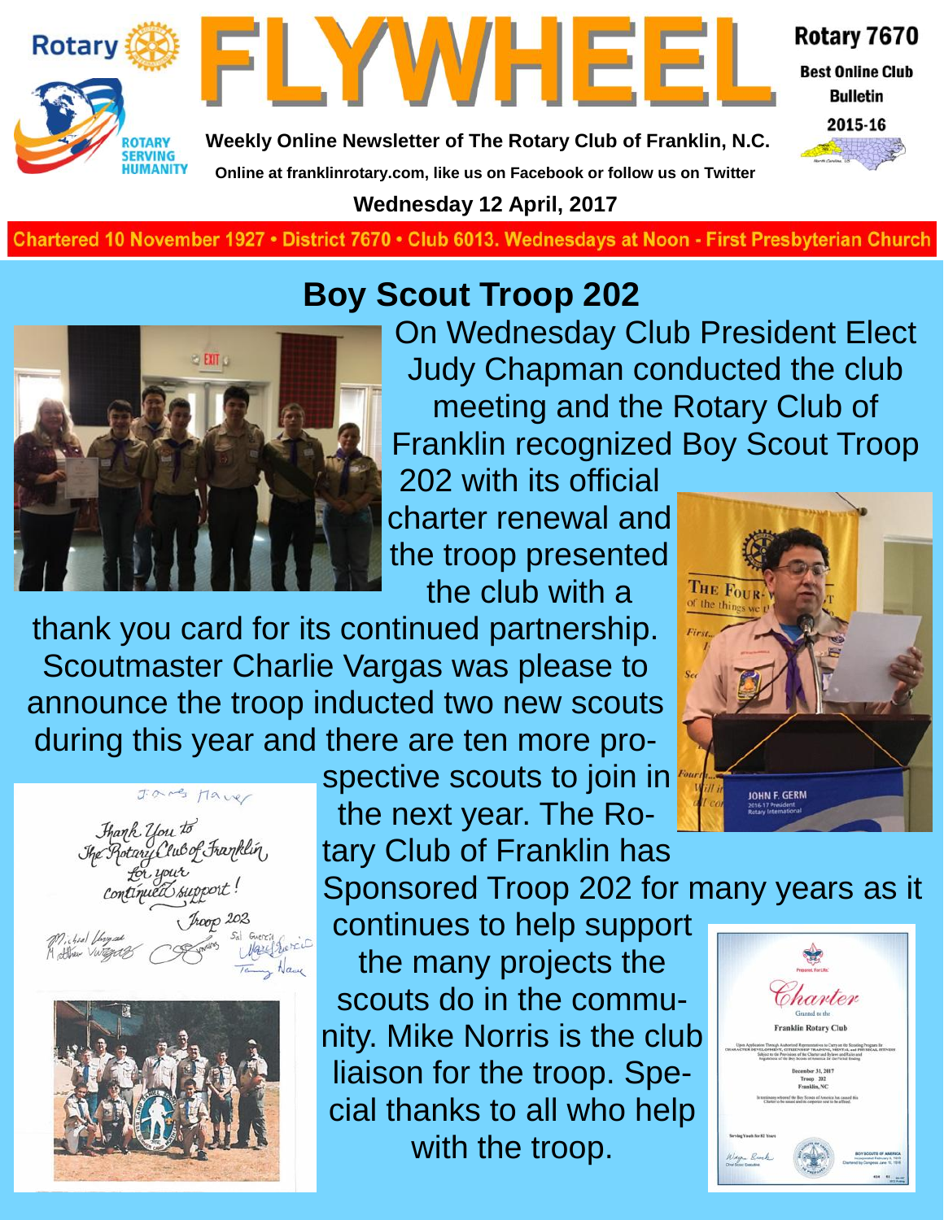# FLYWHEEL

**Rotary 7670**
**Best Online Club Bulletin**
**2015-16**

**Weekly Online Newsletter of The Rotary Club of Franklin, N.C.**

**Online at franklinrotary.com, like us on Facebook or follow us on Twitter**

**Wednesday 12 April, 2017**

Chartered 10 November 1927 • District 7670 • Club 6013. Wednesdays at Noon - First Presbyterian Church

## Boy Scout Troop 202

On Wednesday Club President Elect Judy Chapman conducted the club meeting and the Rotary Club of Franklin recognized Boy Scout Troop 202 with its official charter renewal and the troop presented the club with a thank you card for its continued partnership. Scoutmaster Charlie Vargas was please to announce the troop inducted two new scouts during this year and there are ten more prospective scouts to join in the next year. The Rotary Club of Franklin has Sponsored Troop 202 for many years as it continues to help support the many projects the scouts do in the community. Mike Norris is the club liaison for the troop. Special thanks to all who help with the troop.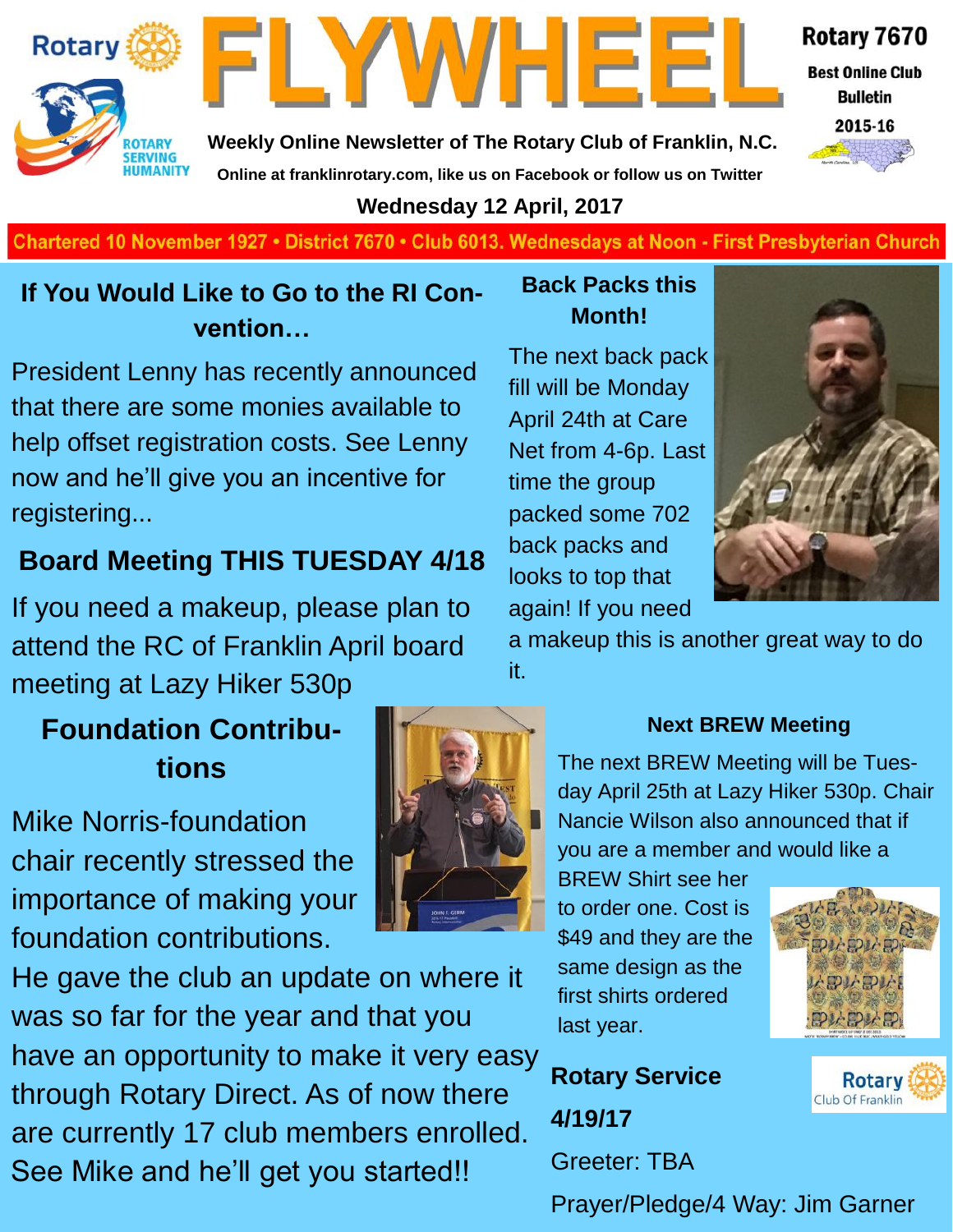# FLYWHEEL

Rotary 7670 Best Online Club Bulletin 2015-16

Weekly Online Newsletter of The Rotary Club of Franklin, N.C.

Online at franklinrotary.com, like us on Facebook or follow us on Twitter

**Wednesday 12 April, 2017**

Chartered 10 November 1927 • District 7670 • Club 6013. Wednesdays at Noon - First Presbyterian Church

## If You Would Like to Go to the RI Convention…

President Lenny has recently announced that there are some monies available to help offset registration costs. See Lenny now and he'll give you an incentive for registering...

## Board Meeting THIS TUESDAY 4/18

If you need a makeup, please plan to attend the RC of Franklin April board meeting at Lazy Hiker 530p

## Foundation Contributions

Mike Norris-foundation chair recently stressed the importance of making your foundation contributions.

He gave the club an update on where it was so far for the year and that you have an opportunity to make it very easy through Rotary Direct. As of now there are currently 17 club members enrolled. See Mike and he'll get you started!!

## Back Packs this Month!

The next back pack fill will be Monday April 24th at Care Net from 4-6p. Last time the group packed some 702 back packs and looks to top that again! If you need a makeup this is another great way to do it.

## Next BREW Meeting

The next BREW Meeting will be Tuesday April 25th at Lazy Hiker 530p. Chair Nancie Wilson also announced that if you are a member and would like a BREW Shirt see her to order one. Cost is $49 and they are the same design as the first shirts ordered last year.

## Rotary Service 4/19/17

Greeter: TBA

Prayer/Pledge/4 Way: Jim Garner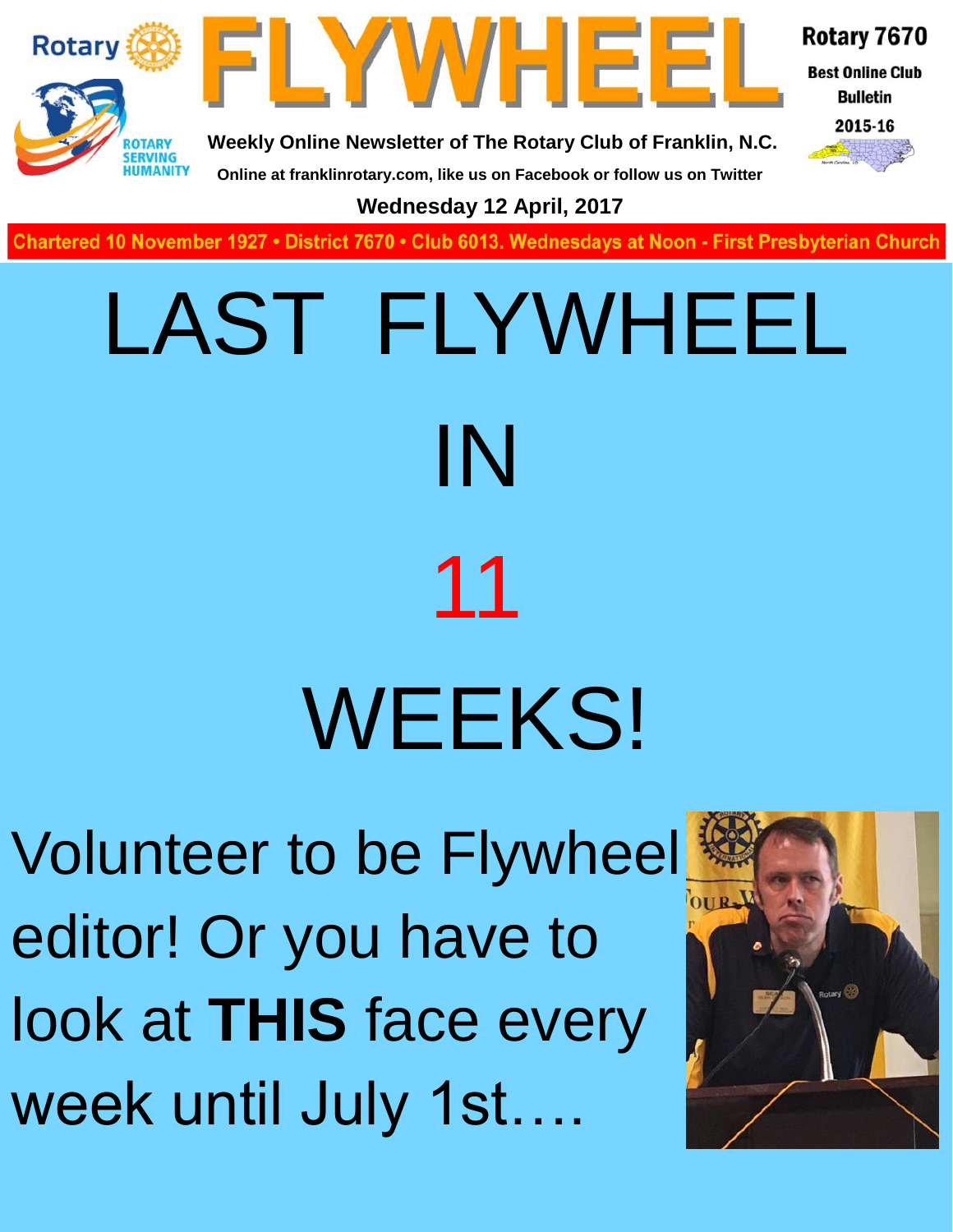# FLYWHEEL

**Rotary 7670**
**Best Online Club Bulletin**
**2015-16**

**Weekly Online Newsletter of The Rotary Club of Franklin, N.C.**

**Online at franklinrotary.com, like us on Facebook or follow us on Twitter**

**Wednesday 12 April, 2017**

**Chartered 10 November 1927 • District 7670 • Club 6013. Wednesdays at Noon - First Presbyterian Church**

# LAST FLYWHEEL

# IN

# 11

# WEEKS!

Volunteer to be Flywheel editor! Or you have to look at **THIS** face every week until July 1st….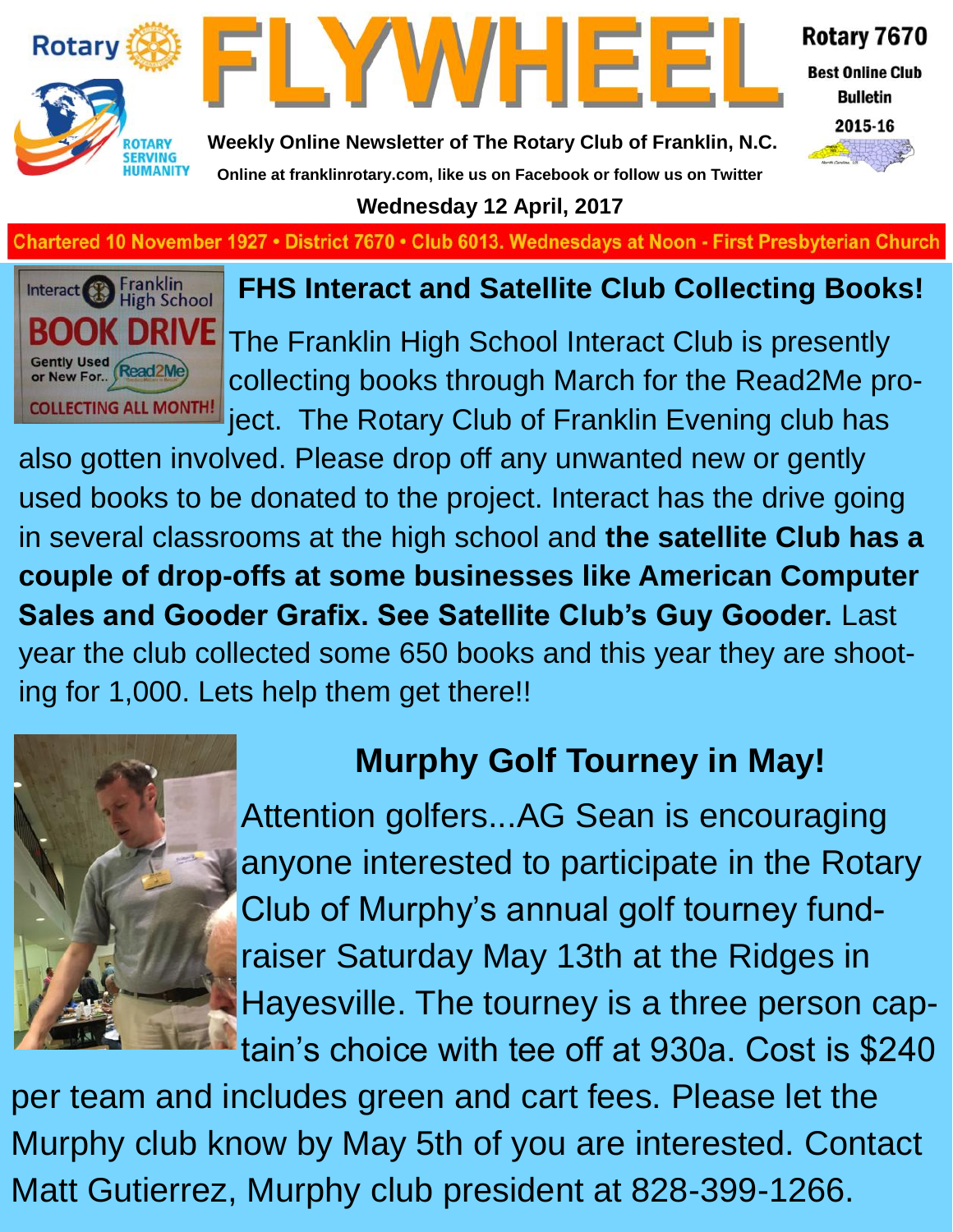# FLYWHEEL

Rotary 7670 Best Online Club Bulletin 2015-16

**Weekly Online Newsletter of The Rotary Club of Franklin, N.C.**

**Online at franklinrotary.com, like us on Facebook or follow us on Twitter**

**Wednesday 12 April, 2017**

Chartered 10 November 1927 • District 7670 • Club 6013. Wednesdays at Noon - First Presbyterian Church

## FHS Interact and Satellite Club Collecting Books!

The Franklin High School Interact Club is presently collecting books through March for the Read2Me project. The Rotary Club of Franklin Evening club has also gotten involved. Please drop off any unwanted new or gently used books to be donated to the project. Interact has the drive going in several classrooms at the high school and **the satellite Club has a couple of drop-offs at some businesses like American Computer Sales and Gooder Grafix. See Satellite Club's Guy Gooder.** Last year the club collected some 650 books and this year they are shooting for 1,000. Lets help them get there!!

## Murphy Golf Tourney in May!

Attention golfers...AG Sean is encouraging anyone interested to participate in the Rotary Club of Murphy's annual golf tourney fundraiser Saturday May 13th at the Ridges in Hayesville. The tourney is a three person captain's choice with tee off at 930a. Cost is $240 per team and includes green and cart fees. Please let the Murphy club know by May 5th of you are interested. Contact Matt Gutierrez, Murphy club president at 828-399-1266.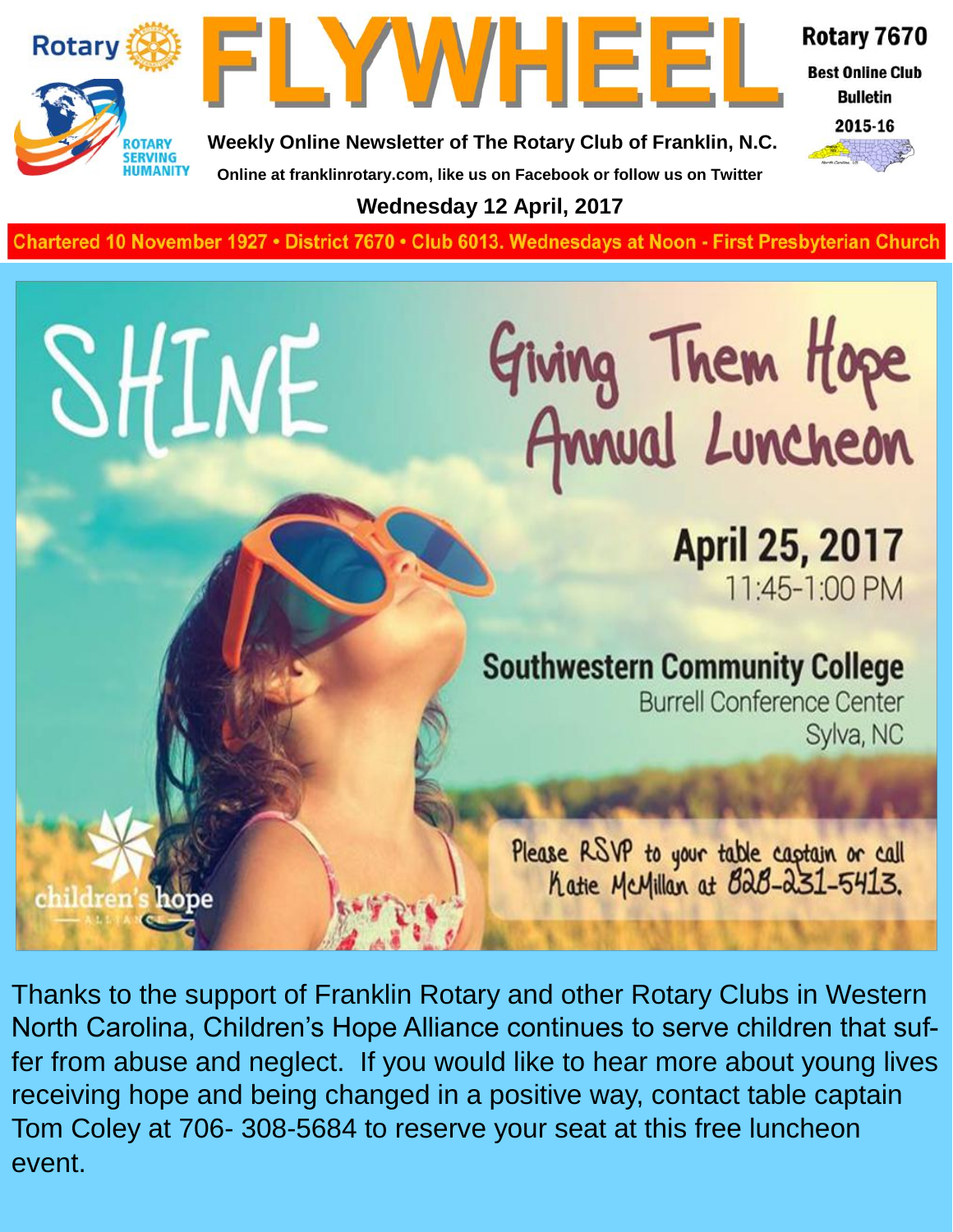# FLYWHEEL

Rotary

ROTARY SERVING HUMANITY

**Weekly Online Newsletter of The Rotary Club of Franklin, N.C.**

**Online at franklinrotary.com, like us on Facebook or follow us on Twitter**

**Rotary 7670**

**Best Online Club Bulletin 2015-16**

**Wednesday 12 April, 2017**

**Chartered 10 November 1927 • District 7670 • Club 6013. Wednesdays at Noon - First Presbyterian Church**

SHINE

Giving Them Hope Annual Luncheon

**April 25, 2017**

11:45-1:00 PM

**Southwestern Community College**

Burrell Conference Center

Sylva, NC

Please RSVP to your table captain or call Katie McMillan at 828-231-5413.

children's hope ALLIANCE

Thanks to the support of Franklin Rotary and other Rotary Clubs in Western North Carolina, Children's Hope Alliance continues to serve children that suffer from abuse and neglect. If you would like to hear more about young lives receiving hope and being changed in a positive way, contact table captain Tom Coley at 706- 308-5684 to reserve your seat at this free luncheon event.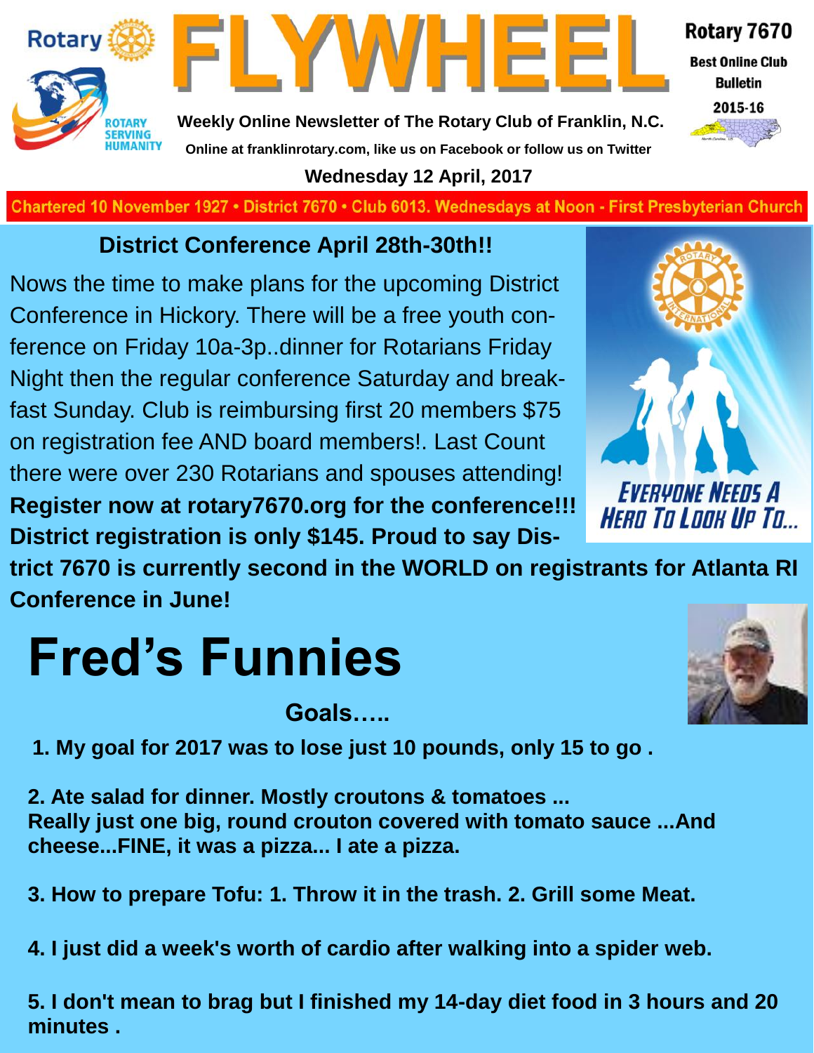# FLYWHEEL

**Rotary 7670**
**Best Online Club Bulletin**
**2015-16**

**Weekly Online Newsletter of The Rotary Club of Franklin, N.C.**
**Online at franklinrotary.com, like us on Facebook or follow us on Twitter**

**Wednesday 12 April, 2017**

**Chartered 10 November 1927 • District 7670 • Club 6013. Wednesdays at Noon - First Presbyterian Church**

## District Conference April 28th-30th!!

Nows the time to make plans for the upcoming District Conference in Hickory. There will be a free youth conference on Friday 10a-3p..dinner for Rotarians Friday Night then the regular conference Saturday and breakfast Sunday. Club is reimbursing first 20 members $75 on registration fee AND board members!. Last Count there were over 230 Rotarians and spouses attending! **Register now at rotary7670.org for the conference!!! District registration is only $145. Proud to say District 7670 is currently second in the WORLD on registrants for Atlanta RI Conference in June!**

*Everyone Needs A Hero To Look Up To...*

# Fred's Funnies

### Goals…..

**1. My goal for 2017 was to lose just 10 pounds, only 15 to go .**

**2. Ate salad for dinner. Mostly croutons & tomatoes ...**
**Really just one big, round crouton covered with tomato sauce ...And cheese...FINE, it was a pizza... I ate a pizza.**

**3. How to prepare Tofu: 1. Throw it in the trash. 2. Grill some Meat.**

**4. I just did a week's worth of cardio after walking into a spider web.**

**5. I don't mean to brag but I finished my 14-day diet food in 3 hours and 20 minutes .**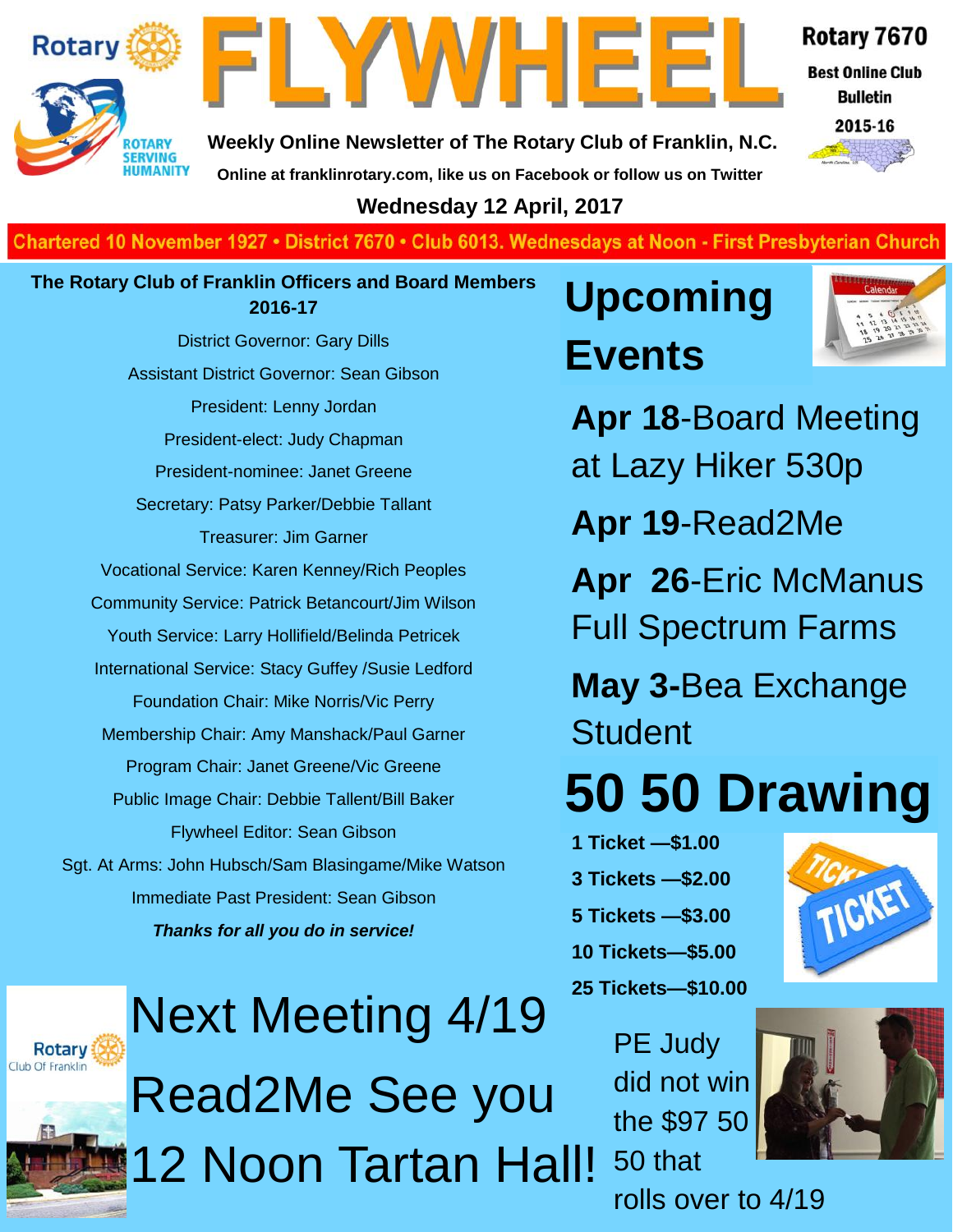# FLYWHEEL

Rotary

ROTARY SERVING HUMANITY

**Rotary 7670**

**Best Online Club Bulletin**

**2015-16**

**Weekly Online Newsletter of The Rotary Club of Franklin, N.C.**

**Online at franklinrotary.com, like us on Facebook or follow us on Twitter**

**Wednesday 12 April, 2017**

Chartered 10 November 1927 • District 7670 • Club 6013. Wednesdays at Noon - First Presbyterian Church

**The Rotary Club of Franklin Officers and Board Members 2016-17**

District Governor: Gary Dills

Assistant District Governor: Sean Gibson

President: Lenny Jordan

President-elect: Judy Chapman

President-nominee: Janet Greene

Secretary: Patsy Parker/Debbie Tallant

Treasurer: Jim Garner

Vocational Service: Karen Kenney/Rich Peoples

Community Service: Patrick Betancourt/Jim Wilson

Youth Service: Larry Hollifield/Belinda Petricek

International Service: Stacy Guffey /Susie Ledford

Foundation Chair: Mike Norris/Vic Perry

Membership Chair: Amy Manshack/Paul Garner

Program Chair: Janet Greene/Vic Greene

Public Image Chair: Debbie Tallent/Bill Baker

Flywheel Editor: Sean Gibson

Sgt. At Arms: John Hubsch/Sam Blasingame/Mike Watson

Immediate Past President: Sean Gibson

***Thanks for all you do in service!***

# Upcoming Events

**Apr 18**-Board Meeting at Lazy Hiker 530p

**Apr 19**-Read2Me

**Apr 26**-Eric McManus Full Spectrum Farms

**May 3-**Bea Exchange Student

# 50 50 Drawing

**1 Ticket —$1.00**

**3 Tickets —$2.00**

**5 Tickets —$3.00**

**10 Tickets—$5.00**

**25 Tickets—$10.00**

PE Judy did not win the $97 50 50 that rolls over to 4/19

Rotary Club Of Franklin

# Next Meeting 4/19 Read2Me See you 12 Noon Tartan Hall!